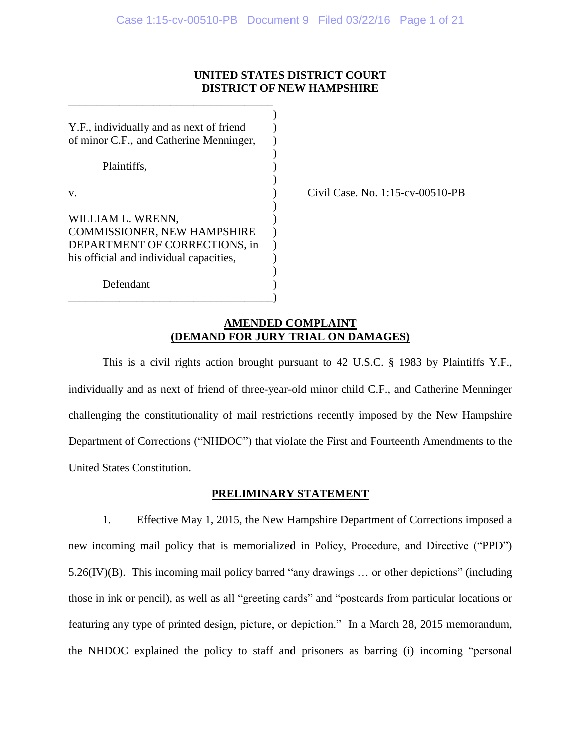**UNITED STATES DISTRICT COURT**
**DISTRICT OF NEW HAMPSHIRE**

Y.F., individually and as next of friend of minor C.F., and Catherine Menninger,

Plaintiffs,

v.

WILLIAM L. WRENN, COMMISSIONER, NEW HAMPSHIRE DEPARTMENT OF CORRECTIONS, in his official and individual capacities,

Defendant

Civil Case. No. 1:15-cv-00510-PB

**AMENDED COMPLAINT**
**(DEMAND FOR JURY TRIAL ON DAMAGES)**

This is a civil rights action brought pursuant to 42 U.S.C. § 1983 by Plaintiffs Y.F., individually and as next of friend of three-year-old minor child C.F., and Catherine Menninger challenging the constitutionality of mail restrictions recently imposed by the New Hampshire Department of Corrections ("NHDOC") that violate the First and Fourteenth Amendments to the United States Constitution.

## PRELIMINARY STATEMENT

1. Effective May 1, 2015, the New Hampshire Department of Corrections imposed a new incoming mail policy that is memorialized in Policy, Procedure, and Directive ("PPD") 5.26(IV)(B). This incoming mail policy barred "any drawings … or other depictions" (including those in ink or pencil), as well as all "greeting cards" and "postcards from particular locations or featuring any type of printed design, picture, or depiction." In a March 28, 2015 memorandum, the NHDOC explained the policy to staff and prisoners as barring (i) incoming "personal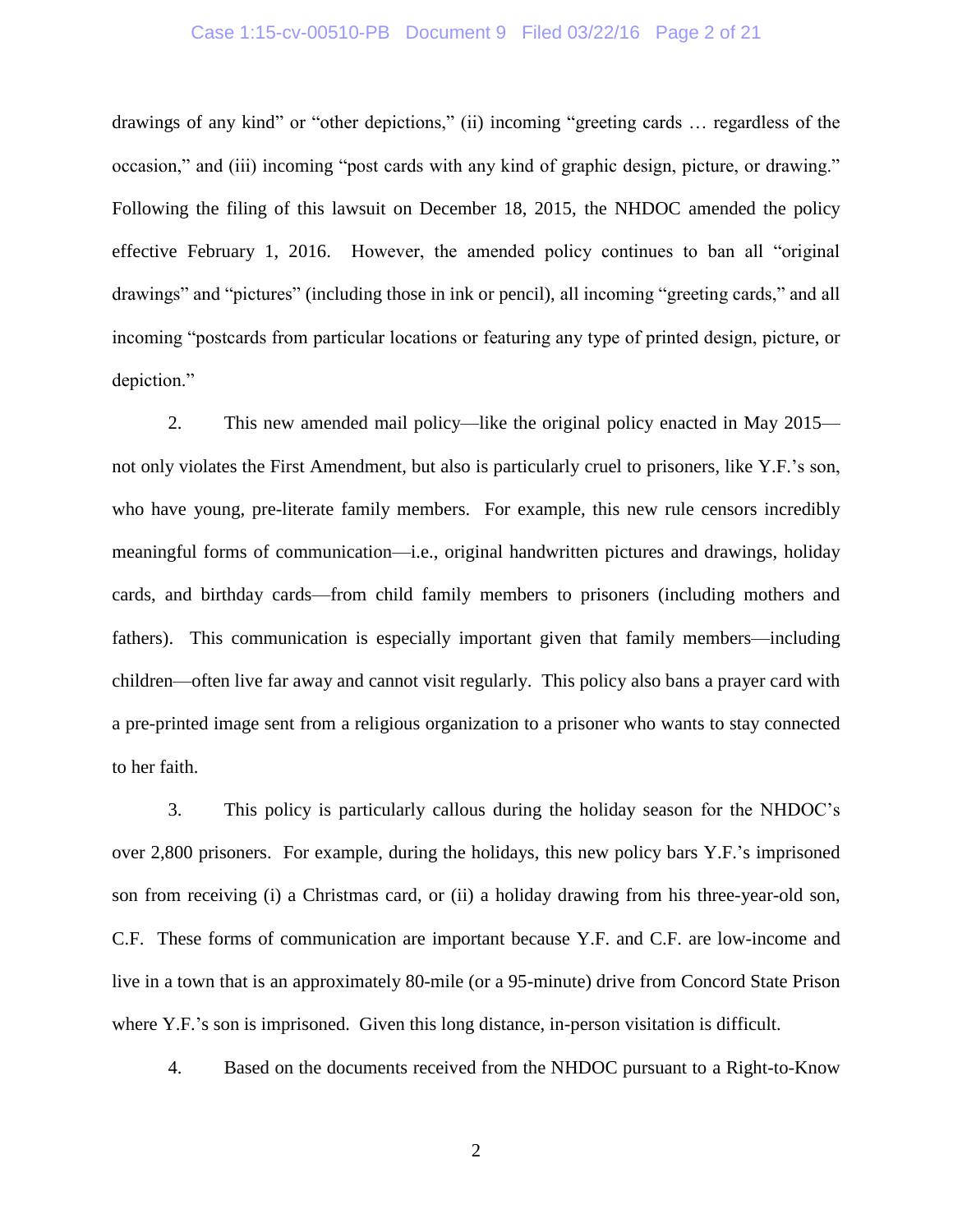drawings of any kind" or "other depictions," (ii) incoming "greeting cards … regardless of the occasion," and (iii) incoming "post cards with any kind of graphic design, picture, or drawing." Following the filing of this lawsuit on December 18, 2015, the NHDOC amended the policy effective February 1, 2016. However, the amended policy continues to ban all "original drawings" and "pictures" (including those in ink or pencil), all incoming "greeting cards," and all incoming "postcards from particular locations or featuring any type of printed design, picture, or depiction."

2. This new amended mail policy—like the original policy enacted in May 2015—not only violates the First Amendment, but also is particularly cruel to prisoners, like Y.F.'s son, who have young, pre-literate family members. For example, this new rule censors incredibly meaningful forms of communication—i.e., original handwritten pictures and drawings, holiday cards, and birthday cards—from child family members to prisoners (including mothers and fathers). This communication is especially important given that family members—including children—often live far away and cannot visit regularly. This policy also bans a prayer card with a pre-printed image sent from a religious organization to a prisoner who wants to stay connected to her faith.

3. This policy is particularly callous during the holiday season for the NHDOC's over 2,800 prisoners. For example, during the holidays, this new policy bars Y.F.'s imprisoned son from receiving (i) a Christmas card, or (ii) a holiday drawing from his three-year-old son, C.F. These forms of communication are important because Y.F. and C.F. are low-income and live in a town that is an approximately 80-mile (or a 95-minute) drive from Concord State Prison where Y.F.'s son is imprisoned. Given this long distance, in-person visitation is difficult.

4. Based on the documents received from the NHDOC pursuant to a Right-to-Know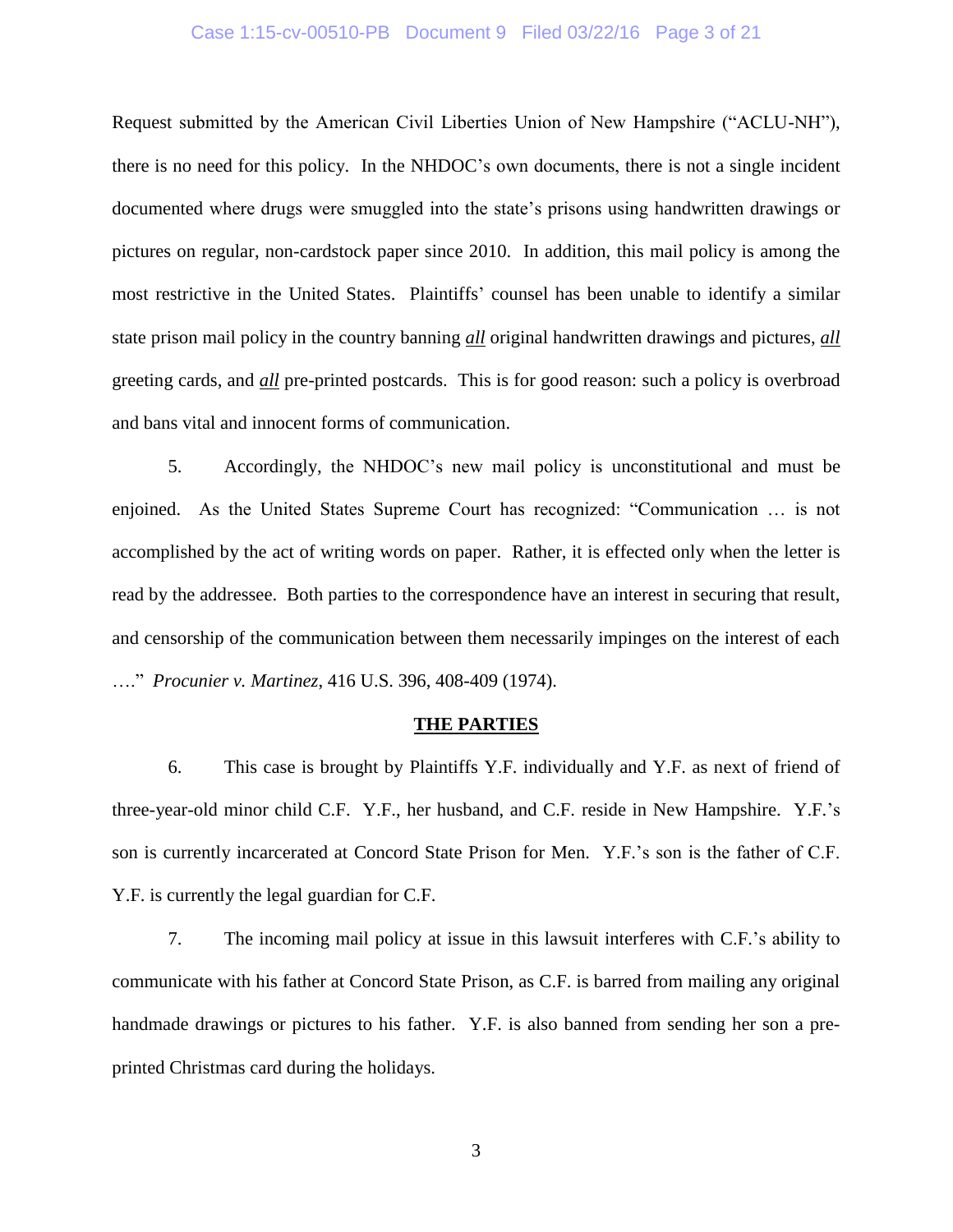Request submitted by the American Civil Liberties Union of New Hampshire ("ACLU-NH"), there is no need for this policy. In the NHDOC's own documents, there is not a single incident documented where drugs were smuggled into the state's prisons using handwritten drawings or pictures on regular, non-cardstock paper since 2010. In addition, this mail policy is among the most restrictive in the United States. Plaintiffs' counsel has been unable to identify a similar state prison mail policy in the country banning ***all*** original handwritten drawings and pictures, ***all*** greeting cards, and ***all*** pre-printed postcards. This is for good reason: such a policy is overbroad and bans vital and innocent forms of communication.

5. Accordingly, the NHDOC's new mail policy is unconstitutional and must be enjoined. As the United States Supreme Court has recognized: "Communication … is not accomplished by the act of writing words on paper. Rather, it is effected only when the letter is read by the addressee. Both parties to the correspondence have an interest in securing that result, and censorship of the communication between them necessarily impinges on the interest of each …." *Procunier v. Martinez*, 416 U.S. 396, 408-409 (1974).

## THE PARTIES

6. This case is brought by Plaintiffs Y.F. individually and Y.F. as next of friend of three-year-old minor child C.F. Y.F., her husband, and C.F. reside in New Hampshire. Y.F.'s son is currently incarcerated at Concord State Prison for Men. Y.F.'s son is the father of C.F. Y.F. is currently the legal guardian for C.F.

7. The incoming mail policy at issue in this lawsuit interferes with C.F.'s ability to communicate with his father at Concord State Prison, as C.F. is barred from mailing any original handmade drawings or pictures to his father. Y.F. is also banned from sending her son a pre-printed Christmas card during the holidays.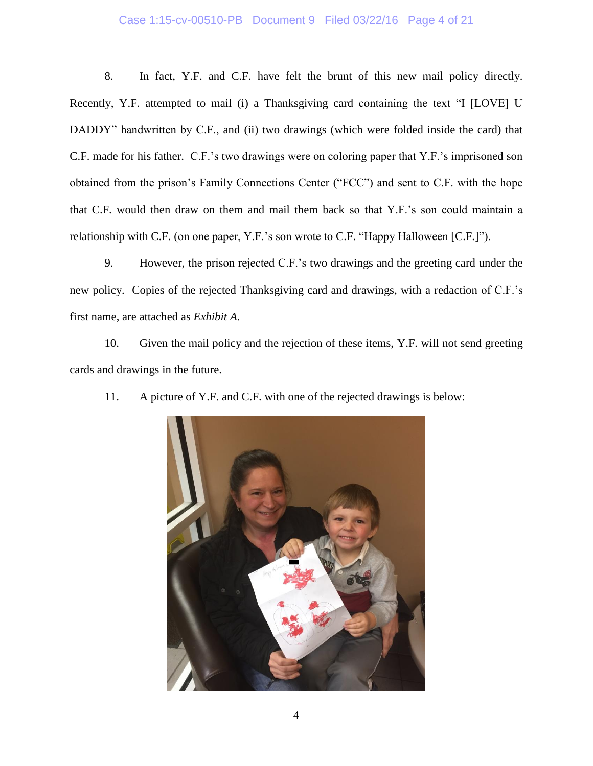8. In fact, Y.F. and C.F. have felt the brunt of this new mail policy directly. Recently, Y.F. attempted to mail (i) a Thanksgiving card containing the text "I [LOVE] U DADDY" handwritten by C.F., and (ii) two drawings (which were folded inside the card) that C.F. made for his father. C.F.'s two drawings were on coloring paper that Y.F.'s imprisoned son obtained from the prison's Family Connections Center ("FCC") and sent to C.F. with the hope that C.F. would then draw on them and mail them back so that Y.F.'s son could maintain a relationship with C.F. (on one paper, Y.F.'s son wrote to C.F. "Happy Halloween [C.F.]").

9. However, the prison rejected C.F.'s two drawings and the greeting card under the new policy. Copies of the rejected Thanksgiving card and drawings, with a redaction of C.F.'s first name, are attached as *Exhibit A*.

10. Given the mail policy and the rejection of these items, Y.F. will not send greeting cards and drawings in the future.

11. A picture of Y.F. and C.F. with one of the rejected drawings is below: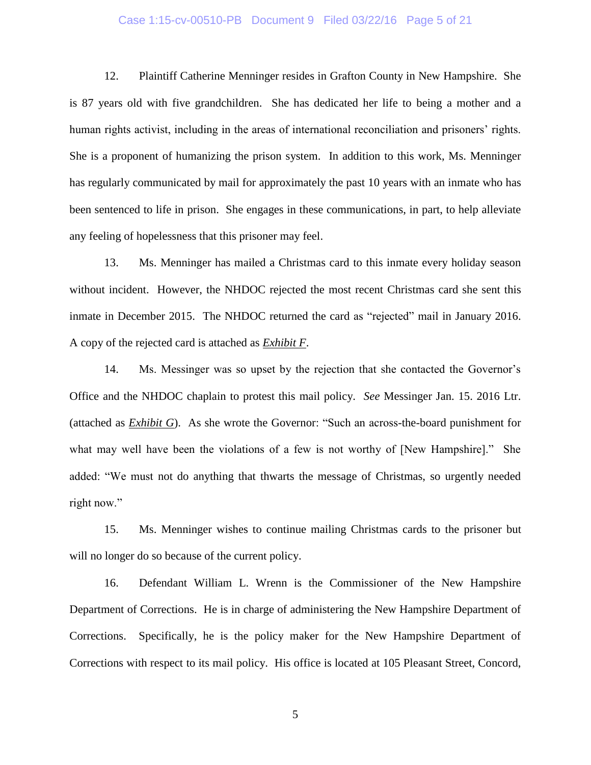12. Plaintiff Catherine Menninger resides in Grafton County in New Hampshire. She is 87 years old with five grandchildren. She has dedicated her life to being a mother and a human rights activist, including in the areas of international reconciliation and prisoners' rights. She is a proponent of humanizing the prison system. In addition to this work, Ms. Menninger has regularly communicated by mail for approximately the past 10 years with an inmate who has been sentenced to life in prison. She engages in these communications, in part, to help alleviate any feeling of hopelessness that this prisoner may feel.

13. Ms. Menninger has mailed a Christmas card to this inmate every holiday season without incident. However, the NHDOC rejected the most recent Christmas card she sent this inmate in December 2015. The NHDOC returned the card as "rejected" mail in January 2016. A copy of the rejected card is attached as ***Exhibit F***.

14. Ms. Messinger was so upset by the rejection that she contacted the Governor's Office and the NHDOC chaplain to protest this mail policy. *See* Messinger Jan. 15. 2016 Ltr. (attached as ***Exhibit G***). As she wrote the Governor: "Such an across-the-board punishment for what may well have been the violations of a few is not worthy of [New Hampshire]." She added: "We must not do anything that thwarts the message of Christmas, so urgently needed right now."

15. Ms. Menninger wishes to continue mailing Christmas cards to the prisoner but will no longer do so because of the current policy.

16. Defendant William L. Wrenn is the Commissioner of the New Hampshire Department of Corrections. He is in charge of administering the New Hampshire Department of Corrections. Specifically, he is the policy maker for the New Hampshire Department of Corrections with respect to its mail policy. His office is located at 105 Pleasant Street, Concord,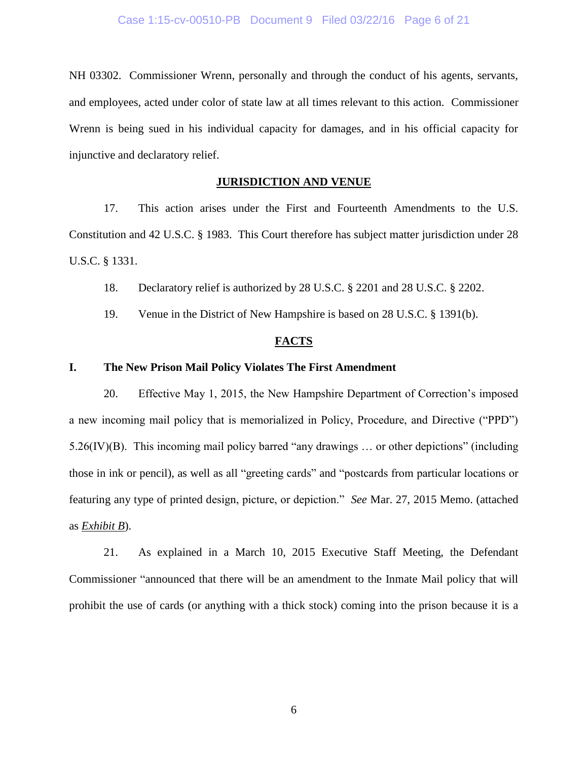NH 03302. Commissioner Wrenn, personally and through the conduct of his agents, servants, and employees, acted under color of state law at all times relevant to this action. Commissioner Wrenn is being sued in his individual capacity for damages, and in his official capacity for injunctive and declaratory relief.

## JURISDICTION AND VENUE

17. This action arises under the First and Fourteenth Amendments to the U.S. Constitution and 42 U.S.C. § 1983. This Court therefore has subject matter jurisdiction under 28 U.S.C. § 1331.

18. Declaratory relief is authorized by 28 U.S.C. § 2201 and 28 U.S.C. § 2202.

19. Venue in the District of New Hampshire is based on 28 U.S.C. § 1391(b).

## FACTS

### I. The New Prison Mail Policy Violates The First Amendment

20. Effective May 1, 2015, the New Hampshire Department of Correction's imposed a new incoming mail policy that is memorialized in Policy, Procedure, and Directive ("PPD") 5.26(IV)(B). This incoming mail policy barred "any drawings … or other depictions" (including those in ink or pencil), as well as all "greeting cards" and "postcards from particular locations or featuring any type of printed design, picture, or depiction." *See* Mar. 27, 2015 Memo. (attached as *Exhibit B*).

21. As explained in a March 10, 2015 Executive Staff Meeting, the Defendant Commissioner "announced that there will be an amendment to the Inmate Mail policy that will prohibit the use of cards (or anything with a thick stock) coming into the prison because it is a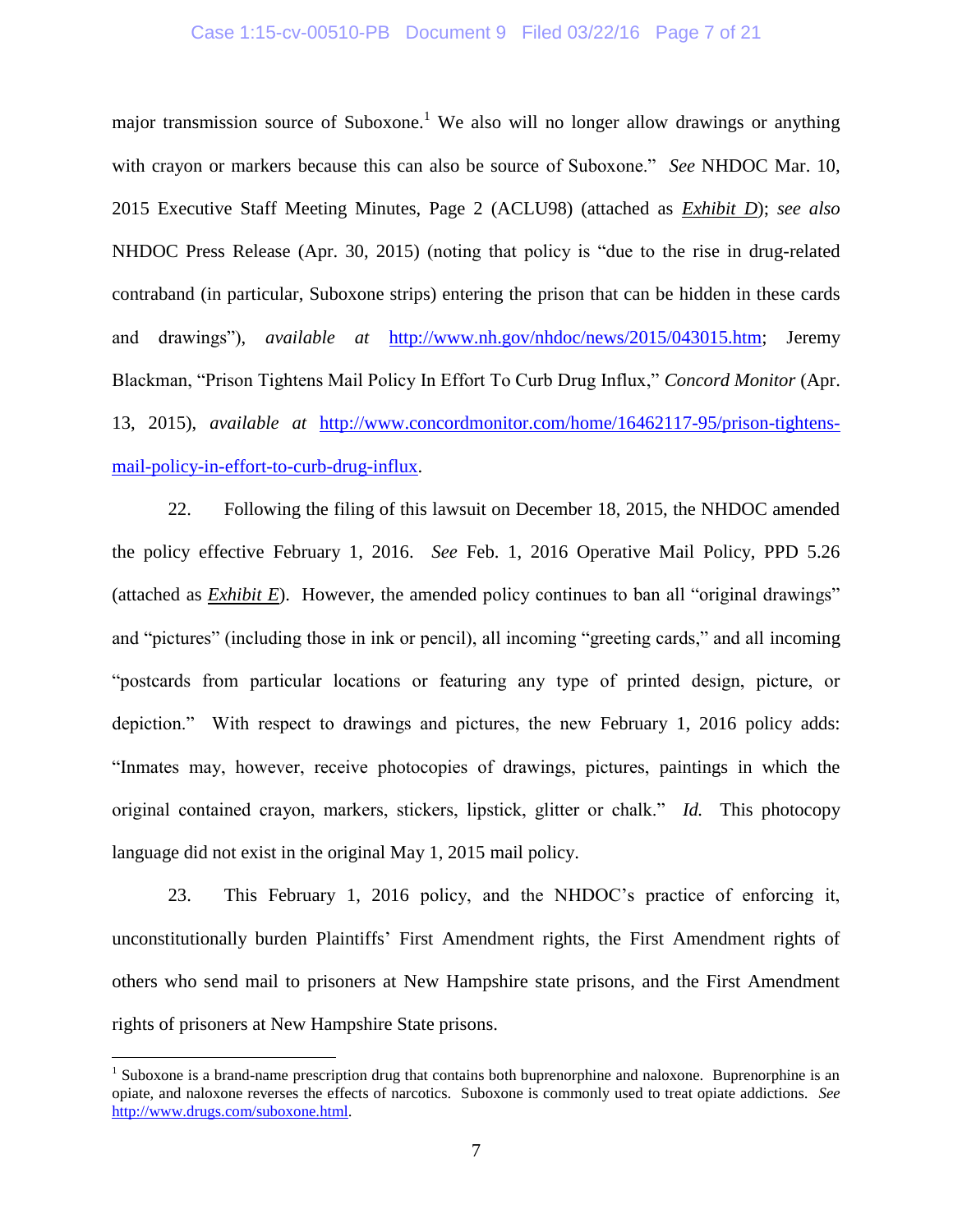major transmission source of Suboxone.[1] We also will no longer allow drawings or anything with crayon or markers because this can also be source of Suboxone." *See* NHDOC Mar. 10, 2015 Executive Staff Meeting Minutes, Page 2 (ACLU98) (attached as ***Exhibit D***); *see also* NHDOC Press Release (Apr. 30, 2015) (noting that policy is "due to the rise in drug-related contraband (in particular, Suboxone strips) entering the prison that can be hidden in these cards and drawings"), *available at* http://www.nh.gov/nhdoc/news/2015/043015.htm; Jeremy Blackman, "Prison Tightens Mail Policy In Effort To Curb Drug Influx," *Concord Monitor* (Apr. 13, 2015), *available at* http://www.concordmonitor.com/home/16462117-95/prison-tightens-mail-policy-in-effort-to-curb-drug-influx.

22. Following the filing of this lawsuit on December 18, 2015, the NHDOC amended the policy effective February 1, 2016. *See* Feb. 1, 2016 Operative Mail Policy, PPD 5.26 (attached as ***Exhibit E***). However, the amended policy continues to ban all "original drawings" and "pictures" (including those in ink or pencil), all incoming "greeting cards," and all incoming "postcards from particular locations or featuring any type of printed design, picture, or depiction." With respect to drawings and pictures, the new February 1, 2016 policy adds: "Inmates may, however, receive photocopies of drawings, pictures, paintings in which the original contained crayon, markers, stickers, lipstick, glitter or chalk." *Id.* This photocopy language did not exist in the original May 1, 2015 mail policy.

23. This February 1, 2016 policy, and the NHDOC's practice of enforcing it, unconstitutionally burden Plaintiffs' First Amendment rights, the First Amendment rights of others who send mail to prisoners at New Hampshire state prisons, and the First Amendment rights of prisoners at New Hampshire State prisons.

---

[1] Suboxone is a brand-name prescription drug that contains both buprenorphine and naloxone. Buprenorphine is an opiate, and naloxone reverses the effects of narcotics. Suboxone is commonly used to treat opiate addictions. *See* http://www.drugs.com/suboxone.html.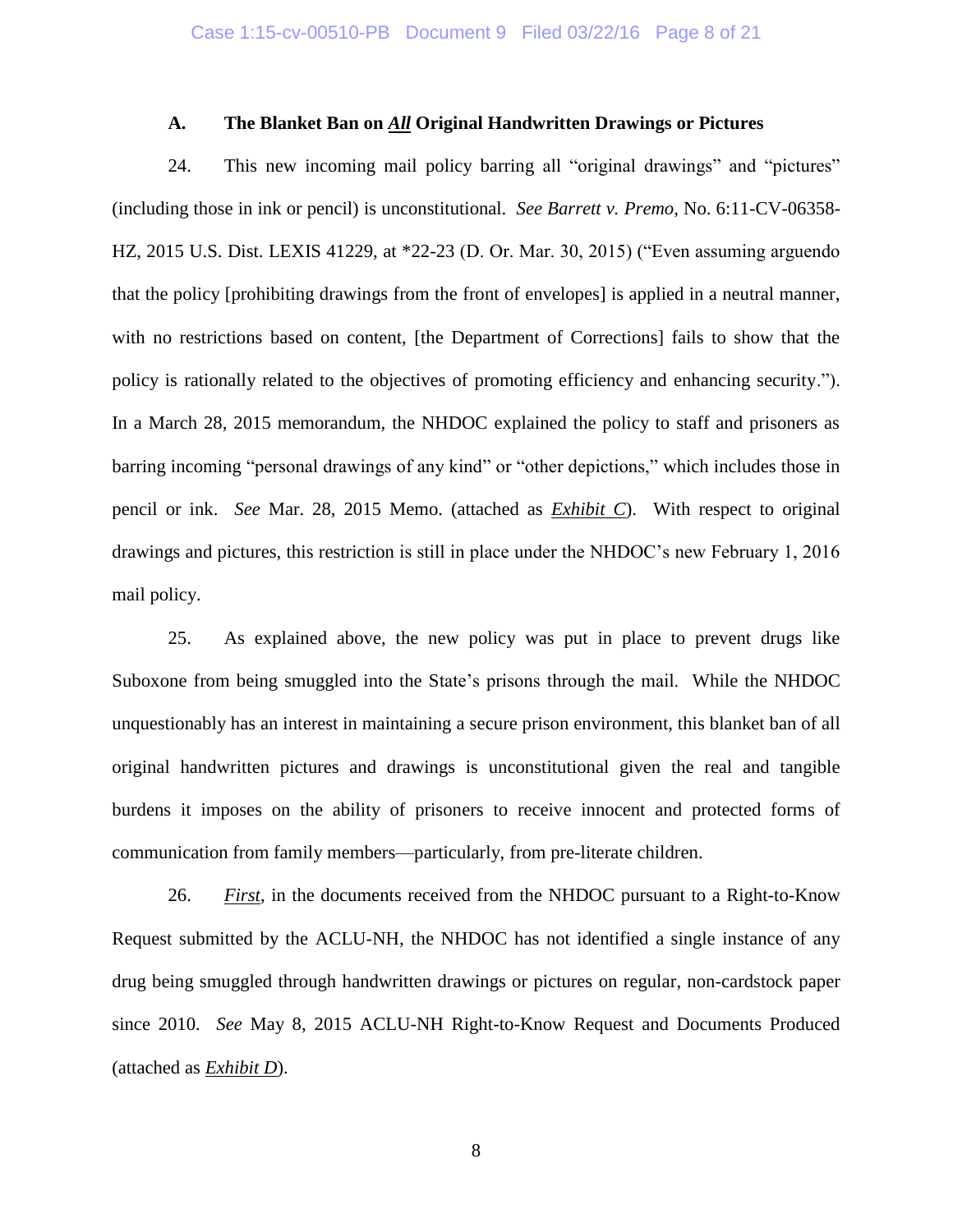### A. The Blanket Ban on ***All*** Original Handwritten Drawings or Pictures

24. This new incoming mail policy barring all "original drawings" and "pictures" (including those in ink or pencil) is unconstitutional. *See Barrett v. Premo*, No. 6:11-CV-06358-HZ, 2015 U.S. Dist. LEXIS 41229, at *22-23 (D. Or. Mar. 30, 2015) ("Even assuming arguendo that the policy [prohibiting drawings from the front of envelopes] is applied in a neutral manner, with no restrictions based on content, [the Department of Corrections] fails to show that the policy is rationally related to the objectives of promoting efficiency and enhancing security."). In a March 28, 2015 memorandum, the NHDOC explained the policy to staff and prisoners as barring incoming "personal drawings of any kind" or "other depictions," which includes those in pencil or ink. *See* Mar. 28, 2015 Memo. (attached as ***Exhibit C***). With respect to original drawings and pictures, this restriction is still in place under the NHDOC's new February 1, 2016 mail policy.

25. As explained above, the new policy was put in place to prevent drugs like Suboxone from being smuggled into the State's prisons through the mail. While the NHDOC unquestionably has an interest in maintaining a secure prison environment, this blanket ban of all original handwritten pictures and drawings is unconstitutional given the real and tangible burdens it imposes on the ability of prisoners to receive innocent and protected forms of communication from family members—particularly, from pre-literate children.

26. ***First***, in the documents received from the NHDOC pursuant to a Right-to-Know Request submitted by the ACLU-NH, the NHDOC has not identified a single instance of any drug being smuggled through handwritten drawings or pictures on regular, non-cardstock paper since 2010. *See* May 8, 2015 ACLU-NH Right-to-Know Request and Documents Produced (attached as ***Exhibit D***).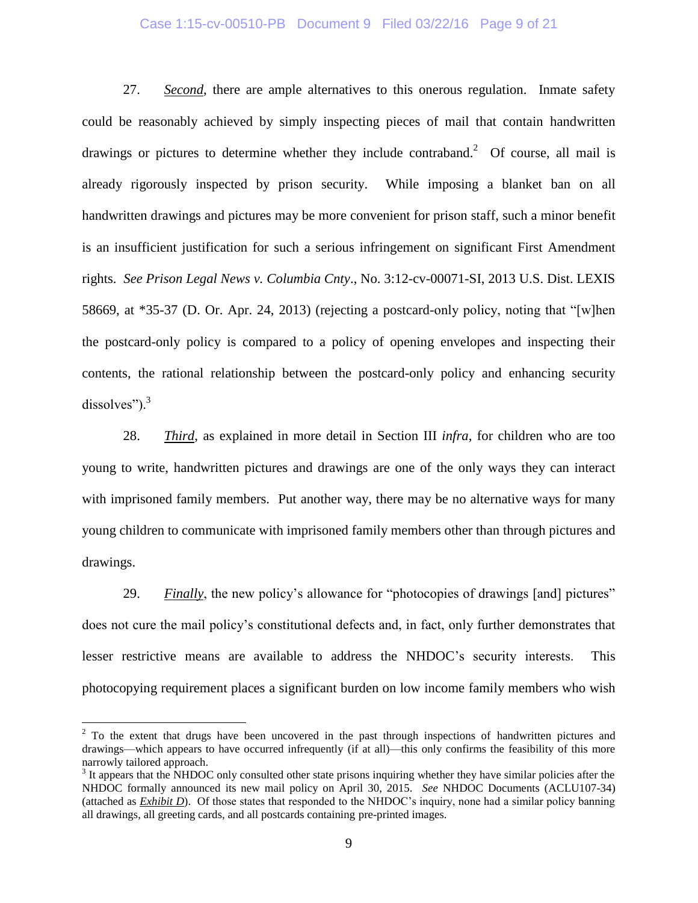27. ***Second***, there are ample alternatives to this onerous regulation. Inmate safety could be reasonably achieved by simply inspecting pieces of mail that contain handwritten drawings or pictures to determine whether they include contraband.[2] Of course, all mail is already rigorously inspected by prison security. While imposing a blanket ban on all handwritten drawings and pictures may be more convenient for prison staff, such a minor benefit is an insufficient justification for such a serious infringement on significant First Amendment rights. *See Prison Legal News v. Columbia Cnty*., No. 3:12-cv-00071-SI, 2013 U.S. Dist. LEXIS 58669, at *35-37 (D. Or. Apr. 24, 2013) (rejecting a postcard-only policy, noting that "[w]hen the postcard-only policy is compared to a policy of opening envelopes and inspecting their contents, the rational relationship between the postcard-only policy and enhancing security dissolves").[3]

28. ***Third***, as explained in more detail in Section III *infra*, for children who are too young to write, handwritten pictures and drawings are one of the only ways they can interact with imprisoned family members. Put another way, there may be no alternative ways for many young children to communicate with imprisoned family members other than through pictures and drawings.

29. ***Finally***, the new policy's allowance for "photocopies of drawings [and] pictures" does not cure the mail policy's constitutional defects and, in fact, only further demonstrates that lesser restrictive means are available to address the NHDOC's security interests. This photocopying requirement places a significant burden on low income family members who wish

---

[2] To the extent that drugs have been uncovered in the past through inspections of handwritten pictures and drawings—which appears to have occurred infrequently (if at all)—this only confirms the feasibility of this more narrowly tailored approach.

[3] It appears that the NHDOC only consulted other state prisons inquiring whether they have similar policies after the NHDOC formally announced its new mail policy on April 30, 2015. *See* NHDOC Documents (ACLU107-34) (attached as ***Exhibit D***). Of those states that responded to the NHDOC's inquiry, none had a similar policy banning all drawings, all greeting cards, and all postcards containing pre-printed images.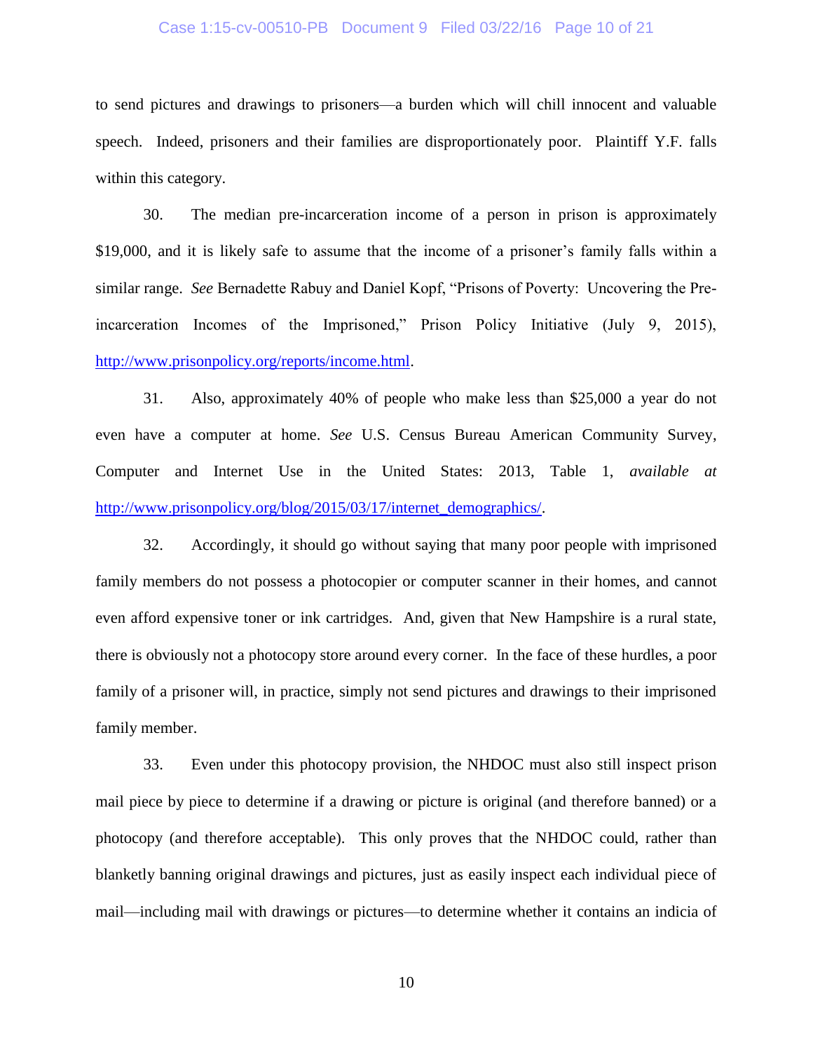to send pictures and drawings to prisoners—a burden which will chill innocent and valuable speech. Indeed, prisoners and their families are disproportionately poor. Plaintiff Y.F. falls within this category.

30. The median pre-incarceration income of a person in prison is approximately $19,000, and it is likely safe to assume that the income of a prisoner's family falls within a similar range. *See* Bernadette Rabuy and Daniel Kopf, "Prisons of Poverty: Uncovering the Pre-incarceration Incomes of the Imprisoned," Prison Policy Initiative (July 9, 2015), http://www.prisonpolicy.org/reports/income.html.

31. Also, approximately 40% of people who make less than $25,000 a year do not even have a computer at home. *See* U.S. Census Bureau American Community Survey, Computer and Internet Use in the United States: 2013, Table 1, *available at* http://www.prisonpolicy.org/blog/2015/03/17/internet_demographics/.

32. Accordingly, it should go without saying that many poor people with imprisoned family members do not possess a photocopier or computer scanner in their homes, and cannot even afford expensive toner or ink cartridges. And, given that New Hampshire is a rural state, there is obviously not a photocopy store around every corner. In the face of these hurdles, a poor family of a prisoner will, in practice, simply not send pictures and drawings to their imprisoned family member.

33. Even under this photocopy provision, the NHDOC must also still inspect prison mail piece by piece to determine if a drawing or picture is original (and therefore banned) or a photocopy (and therefore acceptable). This only proves that the NHDOC could, rather than blanketly banning original drawings and pictures, just as easily inspect each individual piece of mail—including mail with drawings or pictures—to determine whether it contains an indicia of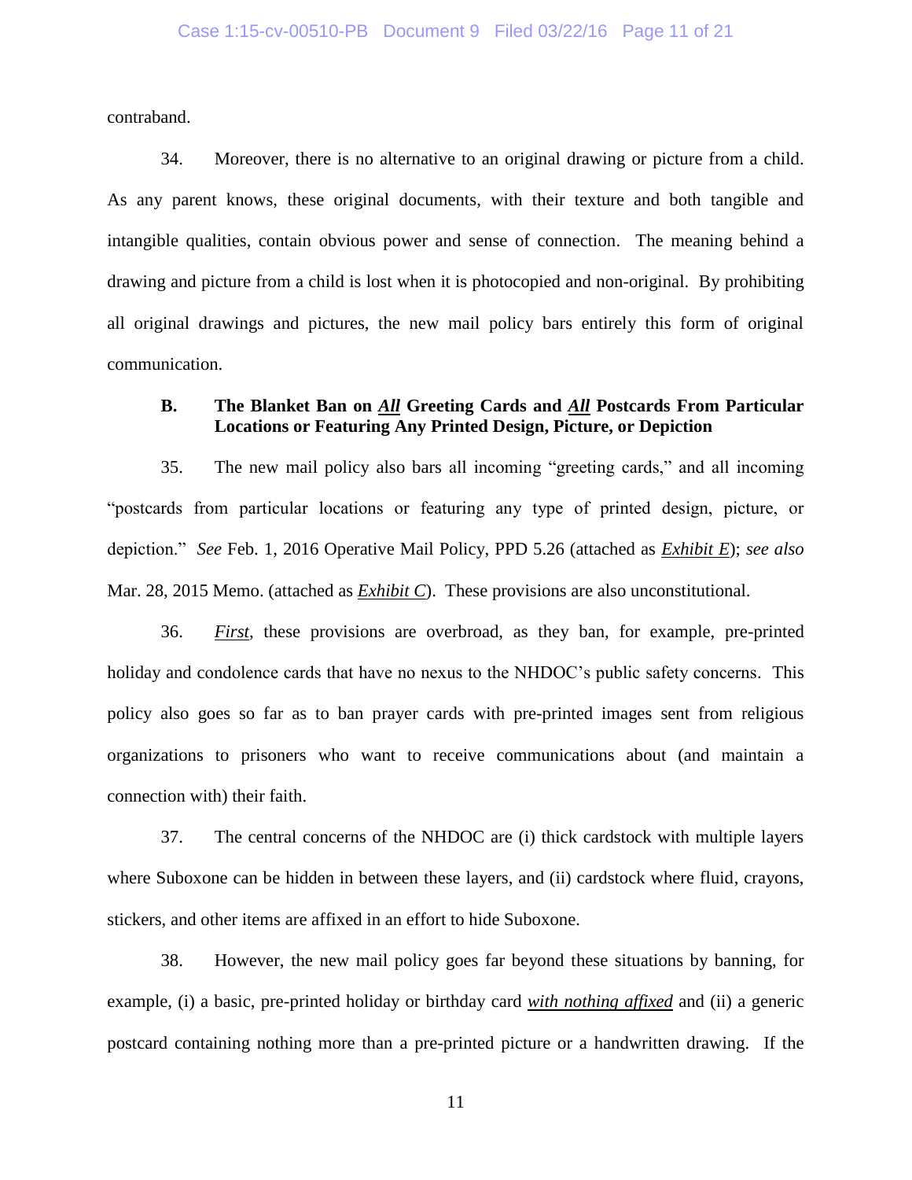contraband.

34. Moreover, there is no alternative to an original drawing or picture from a child. As any parent knows, these original documents, with their texture and both tangible and intangible qualities, contain obvious power and sense of connection. The meaning behind a drawing and picture from a child is lost when it is photocopied and non-original. By prohibiting all original drawings and pictures, the new mail policy bars entirely this form of original communication.

### B. The Blanket Ban on ***All*** Greeting Cards and ***All*** Postcards From Particular Locations or Featuring Any Printed Design, Picture, or Depiction

35. The new mail policy also bars all incoming "greeting cards," and all incoming "postcards from particular locations or featuring any type of printed design, picture, or depiction." *See* Feb. 1, 2016 Operative Mail Policy, PPD 5.26 (attached as *Exhibit E*); *see also* Mar. 28, 2015 Memo. (attached as *Exhibit C*). These provisions are also unconstitutional.

36. *First*, these provisions are overbroad, as they ban, for example, pre-printed holiday and condolence cards that have no nexus to the NHDOC's public safety concerns. This policy also goes so far as to ban prayer cards with pre-printed images sent from religious organizations to prisoners who want to receive communications about (and maintain a connection with) their faith.

37. The central concerns of the NHDOC are (i) thick cardstock with multiple layers where Suboxone can be hidden in between these layers, and (ii) cardstock where fluid, crayons, stickers, and other items are affixed in an effort to hide Suboxone.

38. However, the new mail policy goes far beyond these situations by banning, for example, (i) a basic, pre-printed holiday or birthday card ***with nothing affixed*** and (ii) a generic postcard containing nothing more than a pre-printed picture or a handwritten drawing. If the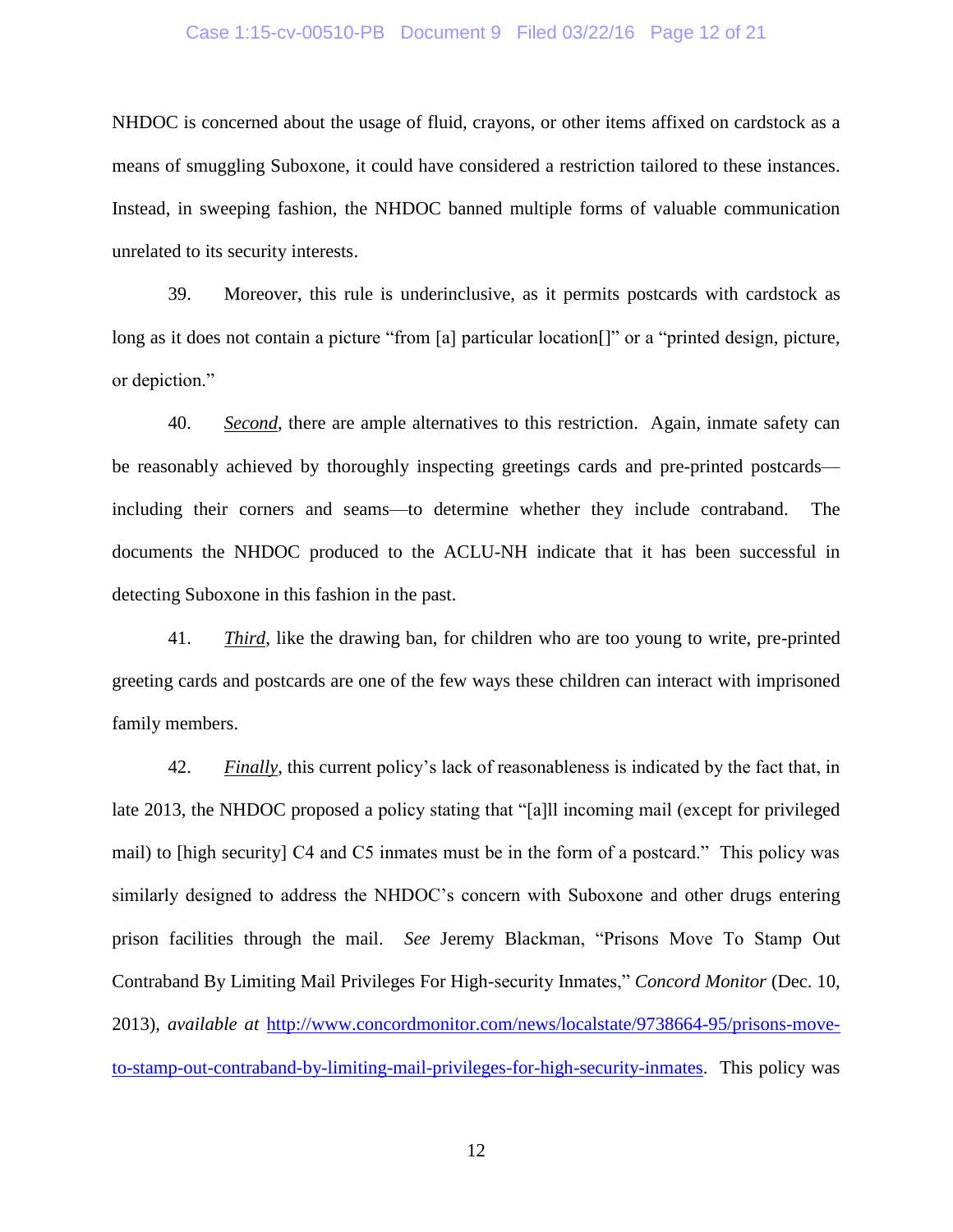NHDOC is concerned about the usage of fluid, crayons, or other items affixed on cardstock as a means of smuggling Suboxone, it could have considered a restriction tailored to these instances. Instead, in sweeping fashion, the NHDOC banned multiple forms of valuable communication unrelated to its security interests.

39. Moreover, this rule is underinclusive, as it permits postcards with cardstock as long as it does not contain a picture "from [a] particular location[]" or a "printed design, picture, or depiction."

40. ***Second***, there are ample alternatives to this restriction. Again, inmate safety can be reasonably achieved by thoroughly inspecting greetings cards and pre-printed postcards—including their corners and seams—to determine whether they include contraband. The documents the NHDOC produced to the ACLU-NH indicate that it has been successful in detecting Suboxone in this fashion in the past.

41. ***Third***, like the drawing ban, for children who are too young to write, pre-printed greeting cards and postcards are one of the few ways these children can interact with imprisoned family members.

42. ***Finally***, this current policy's lack of reasonableness is indicated by the fact that, in late 2013, the NHDOC proposed a policy stating that "[a]ll incoming mail (except for privileged mail) to [high security] C4 and C5 inmates must be in the form of a postcard." This policy was similarly designed to address the NHDOC's concern with Suboxone and other drugs entering prison facilities through the mail. *See* Jeremy Blackman, "Prisons Move To Stamp Out Contraband By Limiting Mail Privileges For High-security Inmates," *Concord Monitor* (Dec. 10, 2013), *available at* http://www.concordmonitor.com/news/localstate/9738664-95/prisons-move-to-stamp-out-contraband-by-limiting-mail-privileges-for-high-security-inmates. This policy was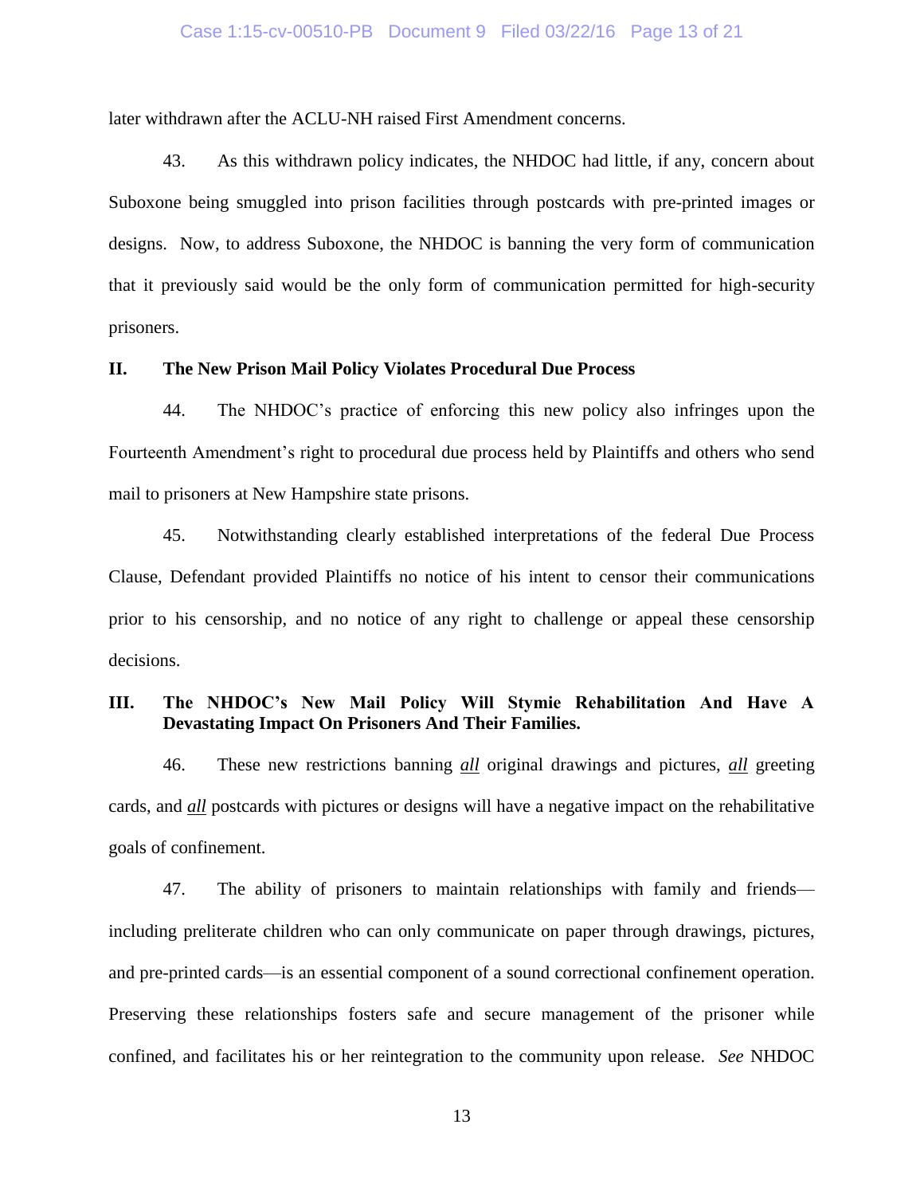later withdrawn after the ACLU-NH raised First Amendment concerns.

43. As this withdrawn policy indicates, the NHDOC had little, if any, concern about Suboxone being smuggled into prison facilities through postcards with pre-printed images or designs. Now, to address Suboxone, the NHDOC is banning the very form of communication that it previously said would be the only form of communication permitted for high-security prisoners.

## II. The New Prison Mail Policy Violates Procedural Due Process

44. The NHDOC's practice of enforcing this new policy also infringes upon the Fourteenth Amendment's right to procedural due process held by Plaintiffs and others who send mail to prisoners at New Hampshire state prisons.

45. Notwithstanding clearly established interpretations of the federal Due Process Clause, Defendant provided Plaintiffs no notice of his intent to censor their communications prior to his censorship, and no notice of any right to challenge or appeal these censorship decisions.

## III. The NHDOC's New Mail Policy Will Stymie Rehabilitation And Have A Devastating Impact On Prisoners And Their Families.

46. These new restrictions banning ***all*** original drawings and pictures, ***all*** greeting cards, and ***all*** postcards with pictures or designs will have a negative impact on the rehabilitative goals of confinement.

47. The ability of prisoners to maintain relationships with family and friends—including preliterate children who can only communicate on paper through drawings, pictures, and pre-printed cards—is an essential component of a sound correctional confinement operation. Preserving these relationships fosters safe and secure management of the prisoner while confined, and facilitates his or her reintegration to the community upon release. *See* NHDOC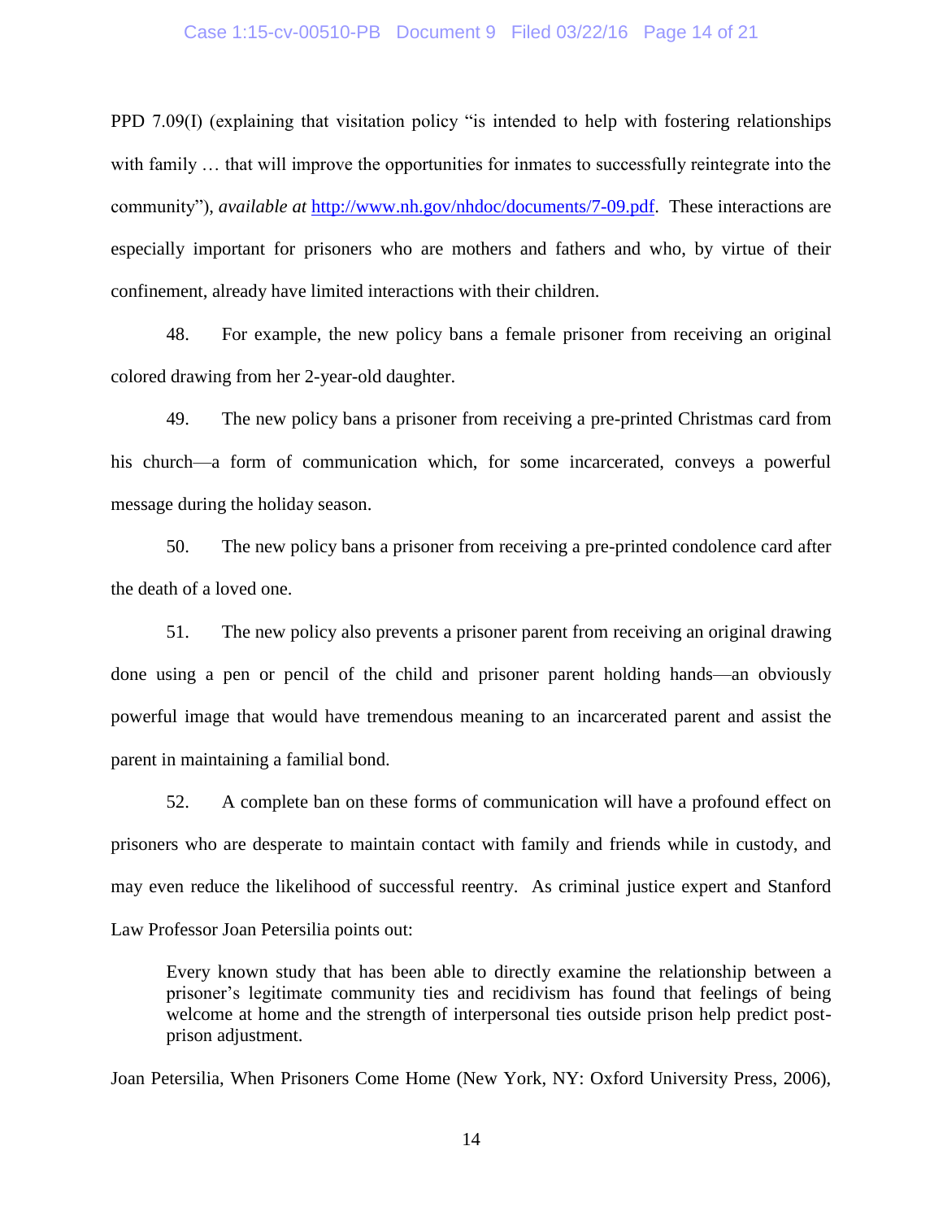PPD 7.09(I) (explaining that visitation policy "is intended to help with fostering relationships with family … that will improve the opportunities for inmates to successfully reintegrate into the community"), *available at* [http://www.nh.gov/nhdoc/documents/7-09.pdf](http://www.nh.gov/nhdoc/documents/7-09.pdf). These interactions are especially important for prisoners who are mothers and fathers and who, by virtue of their confinement, already have limited interactions with their children.

48. For example, the new policy bans a female prisoner from receiving an original colored drawing from her 2-year-old daughter.

49. The new policy bans a prisoner from receiving a pre-printed Christmas card from his church—a form of communication which, for some incarcerated, conveys a powerful message during the holiday season.

50. The new policy bans a prisoner from receiving a pre-printed condolence card after the death of a loved one.

51. The new policy also prevents a prisoner parent from receiving an original drawing done using a pen or pencil of the child and prisoner parent holding hands—an obviously powerful image that would have tremendous meaning to an incarcerated parent and assist the parent in maintaining a familial bond.

52. A complete ban on these forms of communication will have a profound effect on prisoners who are desperate to maintain contact with family and friends while in custody, and may even reduce the likelihood of successful reentry. As criminal justice expert and Stanford Law Professor Joan Petersilia points out:

> Every known study that has been able to directly examine the relationship between a prisoner's legitimate community ties and recidivism has found that feelings of being welcome at home and the strength of interpersonal ties outside prison help predict post-prison adjustment.

Joan Petersilia, When Prisoners Come Home (New York, NY: Oxford University Press, 2006),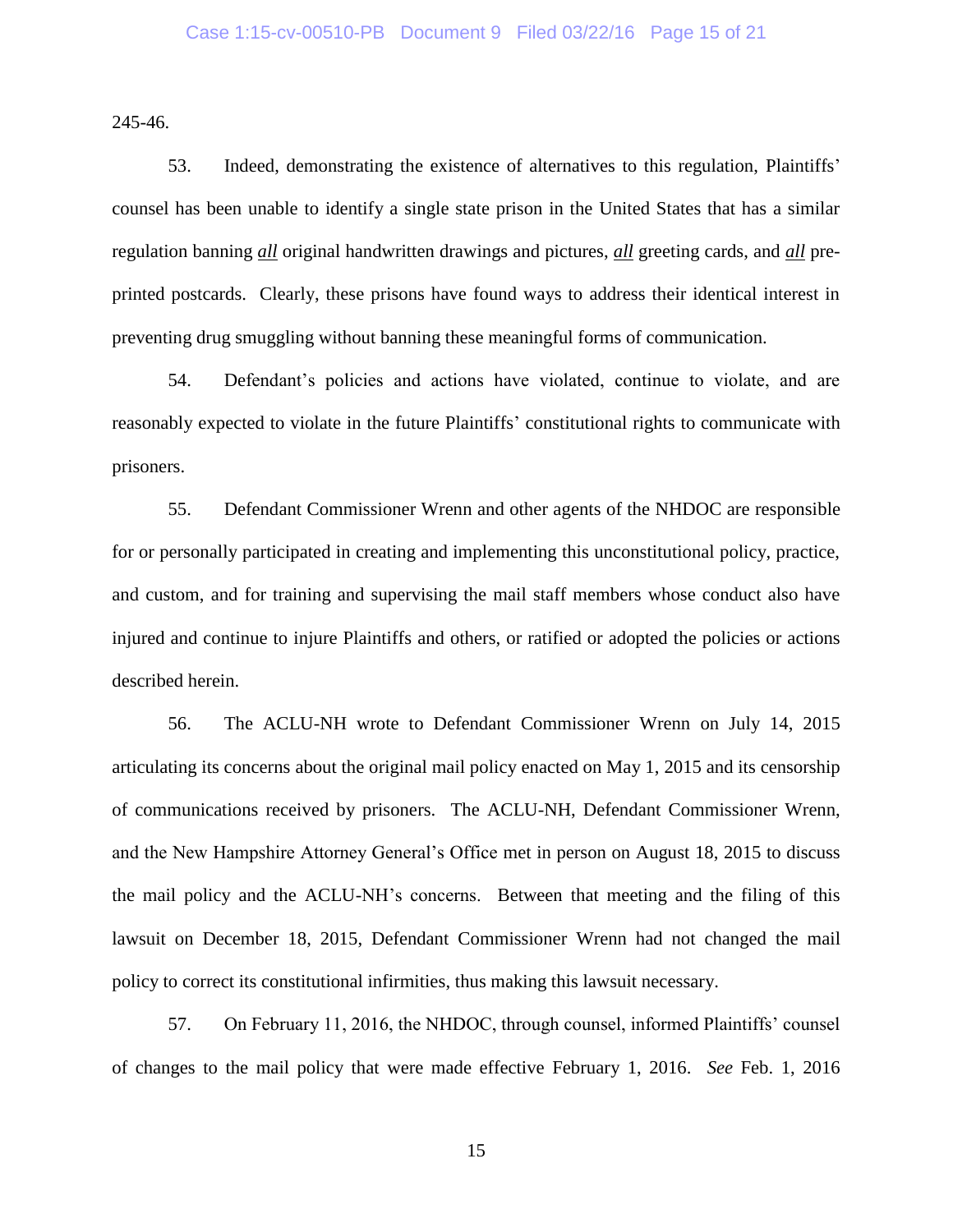245-46.

53. Indeed, demonstrating the existence of alternatives to this regulation, Plaintiffs' counsel has been unable to identify a single state prison in the United States that has a similar regulation banning ***all*** original handwritten drawings and pictures, ***all*** greeting cards, and ***all*** pre-printed postcards. Clearly, these prisons have found ways to address their identical interest in preventing drug smuggling without banning these meaningful forms of communication.

54. Defendant's policies and actions have violated, continue to violate, and are reasonably expected to violate in the future Plaintiffs' constitutional rights to communicate with prisoners.

55. Defendant Commissioner Wrenn and other agents of the NHDOC are responsible for or personally participated in creating and implementing this unconstitutional policy, practice, and custom, and for training and supervising the mail staff members whose conduct also have injured and continue to injure Plaintiffs and others, or ratified or adopted the policies or actions described herein.

56. The ACLU-NH wrote to Defendant Commissioner Wrenn on July 14, 2015 articulating its concerns about the original mail policy enacted on May 1, 2015 and its censorship of communications received by prisoners. The ACLU-NH, Defendant Commissioner Wrenn, and the New Hampshire Attorney General's Office met in person on August 18, 2015 to discuss the mail policy and the ACLU-NH's concerns. Between that meeting and the filing of this lawsuit on December 18, 2015, Defendant Commissioner Wrenn had not changed the mail policy to correct its constitutional infirmities, thus making this lawsuit necessary.

57. On February 11, 2016, the NHDOC, through counsel, informed Plaintiffs' counsel of changes to the mail policy that were made effective February 1, 2016. *See* Feb. 1, 2016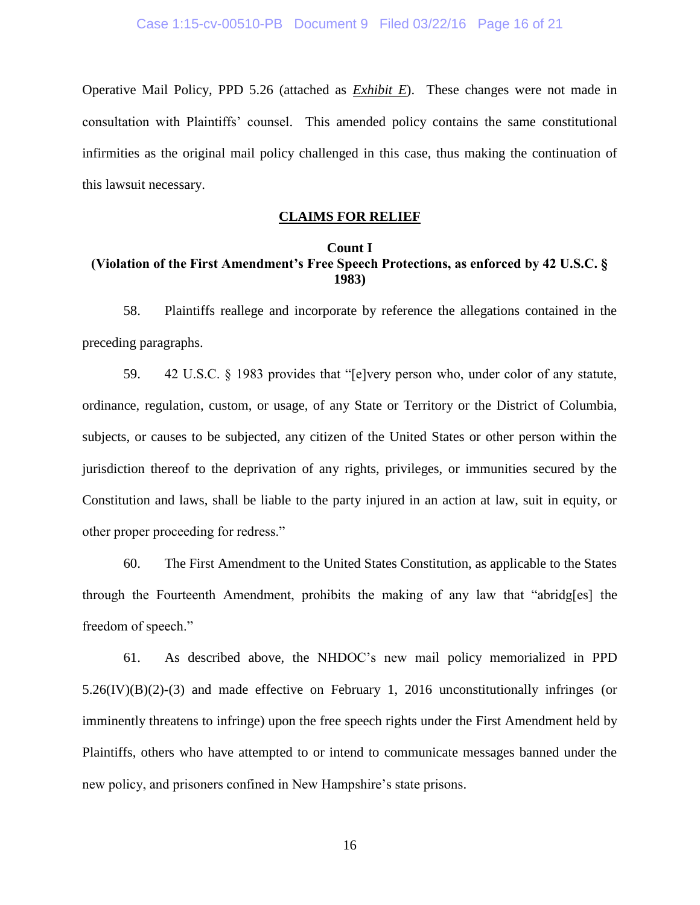Operative Mail Policy, PPD 5.26 (attached as ***Exhibit E***). These changes were not made in consultation with Plaintiffs' counsel. This amended policy contains the same constitutional infirmities as the original mail policy challenged in this case, thus making the continuation of this lawsuit necessary.

## CLAIMS FOR RELIEF

### Count I
### (Violation of the First Amendment's Free Speech Protections, as enforced by 42 U.S.C. § 1983)

58. Plaintiffs reallege and incorporate by reference the allegations contained in the preceding paragraphs.

59. 42 U.S.C. § 1983 provides that "[e]very person who, under color of any statute, ordinance, regulation, custom, or usage, of any State or Territory or the District of Columbia, subjects, or causes to be subjected, any citizen of the United States or other person within the jurisdiction thereof to the deprivation of any rights, privileges, or immunities secured by the Constitution and laws, shall be liable to the party injured in an action at law, suit in equity, or other proper proceeding for redress."

60. The First Amendment to the United States Constitution, as applicable to the States through the Fourteenth Amendment, prohibits the making of any law that "abridg[es] the freedom of speech."

61. As described above, the NHDOC's new mail policy memorialized in PPD 5.26(IV)(B)(2)-(3) and made effective on February 1, 2016 unconstitutionally infringes (or imminently threatens to infringe) upon the free speech rights under the First Amendment held by Plaintiffs, others who have attempted to or intend to communicate messages banned under the new policy, and prisoners confined in New Hampshire's state prisons.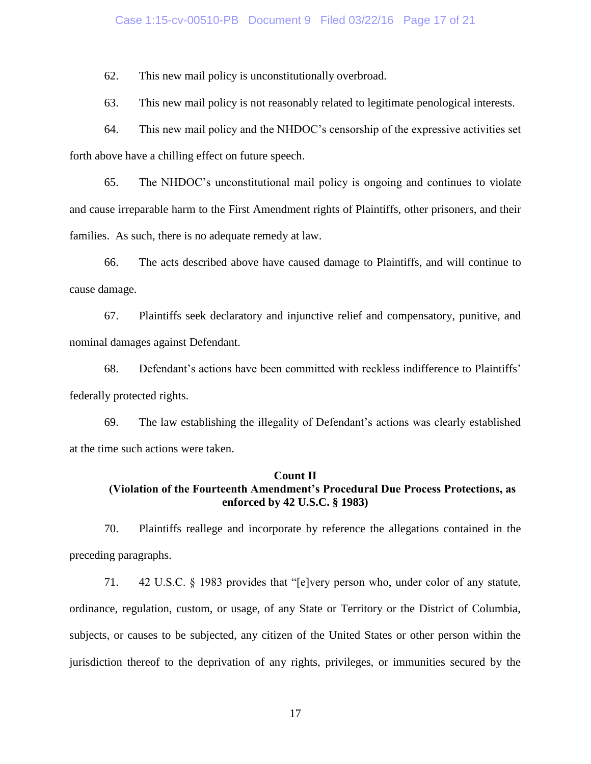62. This new mail policy is unconstitutionally overbroad.

63. This new mail policy is not reasonably related to legitimate penological interests.

64. This new mail policy and the NHDOC's censorship of the expressive activities set forth above have a chilling effect on future speech.

65. The NHDOC's unconstitutional mail policy is ongoing and continues to violate and cause irreparable harm to the First Amendment rights of Plaintiffs, other prisoners, and their families. As such, there is no adequate remedy at law.

66. The acts described above have caused damage to Plaintiffs, and will continue to cause damage.

67. Plaintiffs seek declaratory and injunctive relief and compensatory, punitive, and nominal damages against Defendant.

68. Defendant's actions have been committed with reckless indifference to Plaintiffs' federally protected rights.

69. The law establishing the illegality of Defendant's actions was clearly established at the time such actions were taken.

**Count II**
**(Violation of the Fourteenth Amendment's Procedural Due Process Protections, as enforced by 42 U.S.C. § 1983)**

70. Plaintiffs reallege and incorporate by reference the allegations contained in the preceding paragraphs.

71. 42 U.S.C. § 1983 provides that "[e]very person who, under color of any statute, ordinance, regulation, custom, or usage, of any State or Territory or the District of Columbia, subjects, or causes to be subjected, any citizen of the United States or other person within the jurisdiction thereof to the deprivation of any rights, privileges, or immunities secured by the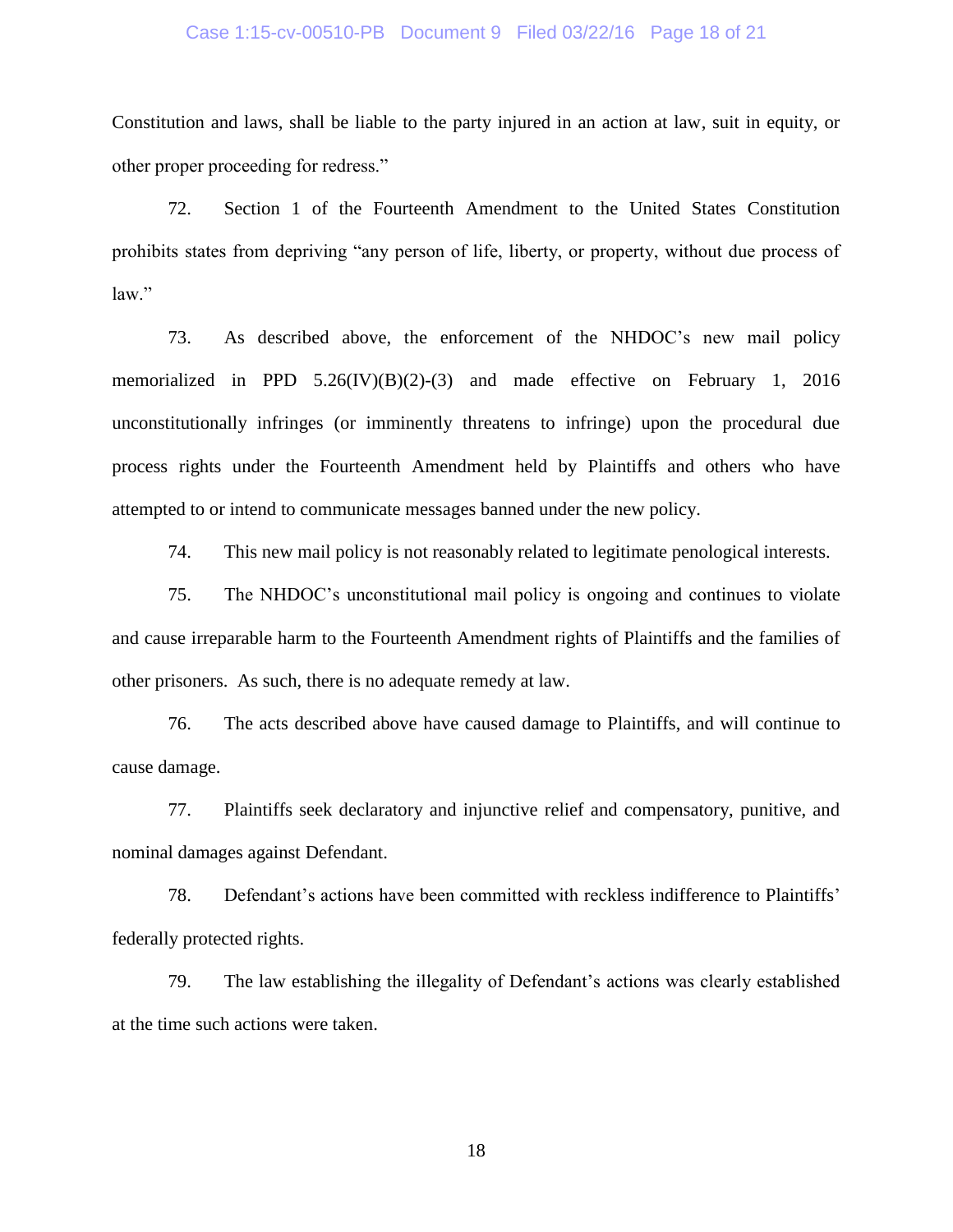Constitution and laws, shall be liable to the party injured in an action at law, suit in equity, or other proper proceeding for redress."

72. Section 1 of the Fourteenth Amendment to the United States Constitution prohibits states from depriving "any person of life, liberty, or property, without due process of law."

73. As described above, the enforcement of the NHDOC's new mail policy memorialized in PPD 5.26(IV)(B)(2)-(3) and made effective on February 1, 2016 unconstitutionally infringes (or imminently threatens to infringe) upon the procedural due process rights under the Fourteenth Amendment held by Plaintiffs and others who have attempted to or intend to communicate messages banned under the new policy.

74. This new mail policy is not reasonably related to legitimate penological interests.

75. The NHDOC's unconstitutional mail policy is ongoing and continues to violate and cause irreparable harm to the Fourteenth Amendment rights of Plaintiffs and the families of other prisoners. As such, there is no adequate remedy at law.

76. The acts described above have caused damage to Plaintiffs, and will continue to cause damage.

77. Plaintiffs seek declaratory and injunctive relief and compensatory, punitive, and nominal damages against Defendant.

78. Defendant's actions have been committed with reckless indifference to Plaintiffs' federally protected rights.

79. The law establishing the illegality of Defendant's actions was clearly established at the time such actions were taken.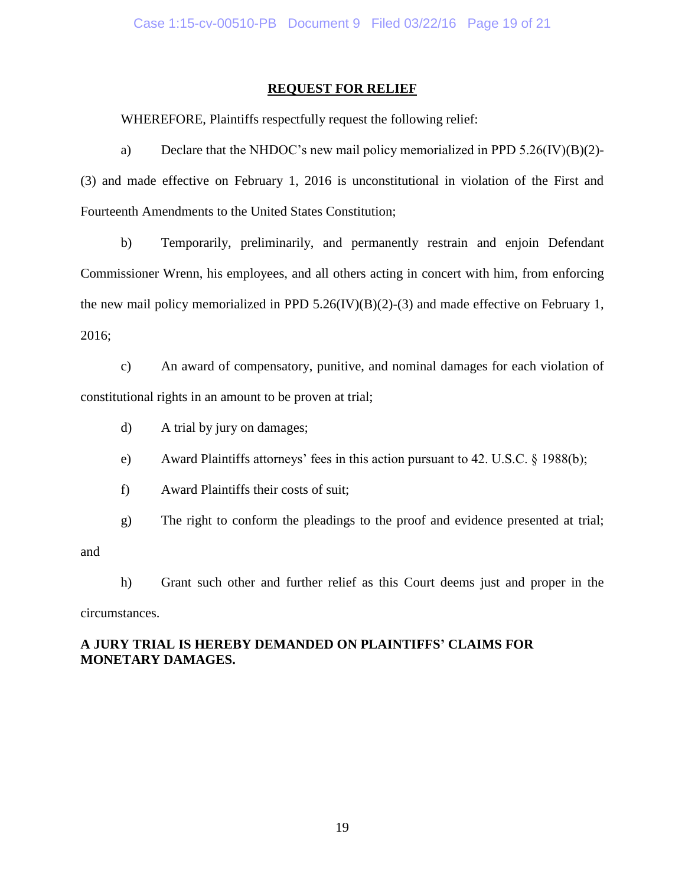## REQUEST FOR RELIEF

WHEREFORE, Plaintiffs respectfully request the following relief:

a) Declare that the NHDOC's new mail policy memorialized in PPD 5.26(IV)(B)(2)-(3) and made effective on February 1, 2016 is unconstitutional in violation of the First and Fourteenth Amendments to the United States Constitution;

b) Temporarily, preliminarily, and permanently restrain and enjoin Defendant Commissioner Wrenn, his employees, and all others acting in concert with him, from enforcing the new mail policy memorialized in PPD 5.26(IV)(B)(2)-(3) and made effective on February 1, 2016;

c) An award of compensatory, punitive, and nominal damages for each violation of constitutional rights in an amount to be proven at trial;

d) A trial by jury on damages;

e) Award Plaintiffs attorneys' fees in this action pursuant to 42. U.S.C. § 1988(b);

f) Award Plaintiffs their costs of suit;

g) The right to conform the pleadings to the proof and evidence presented at trial; and

h) Grant such other and further relief as this Court deems just and proper in the circumstances.

**A JURY TRIAL IS HEREBY DEMANDED ON PLAINTIFFS' CLAIMS FOR MONETARY DAMAGES.**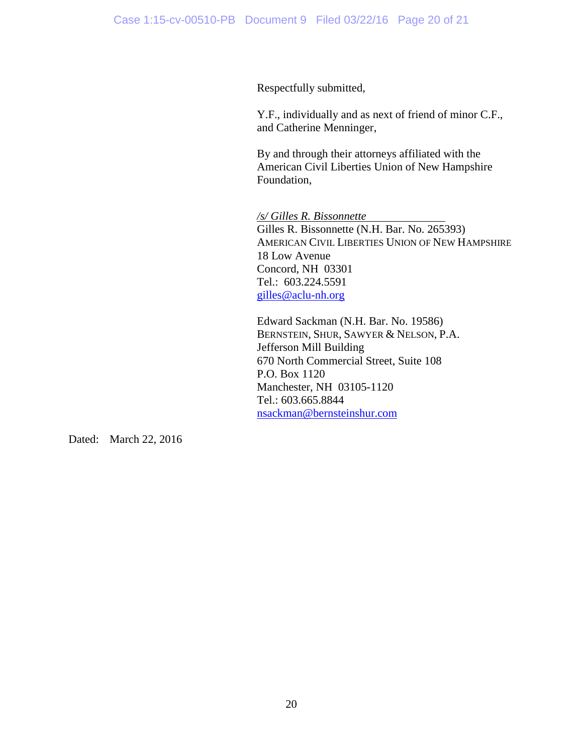Respectfully submitted,

Y.F., individually and as next of friend of minor C.F., and Catherine Menninger,

By and through their attorneys affiliated with the American Civil Liberties Union of New Hampshire Foundation,

*/s/ Gilles R. Bissonnette*
Gilles R. Bissonnette (N.H. Bar. No. 265393)
AMERICAN CIVIL LIBERTIES UNION OF NEW HAMPSHIRE
18 Low Avenue
Concord, NH 03301
Tel.: 603.224.5591
gilles@aclu-nh.org

Edward Sackman (N.H. Bar. No. 19586)
BERNSTEIN, SHUR, SAWYER & NELSON, P.A.
Jefferson Mill Building
670 North Commercial Street, Suite 108
P.O. Box 1120
Manchester, NH 03105-1120
Tel.: 603.665.8844
nsackman@bernsteinshur.com

Dated: March 22, 2016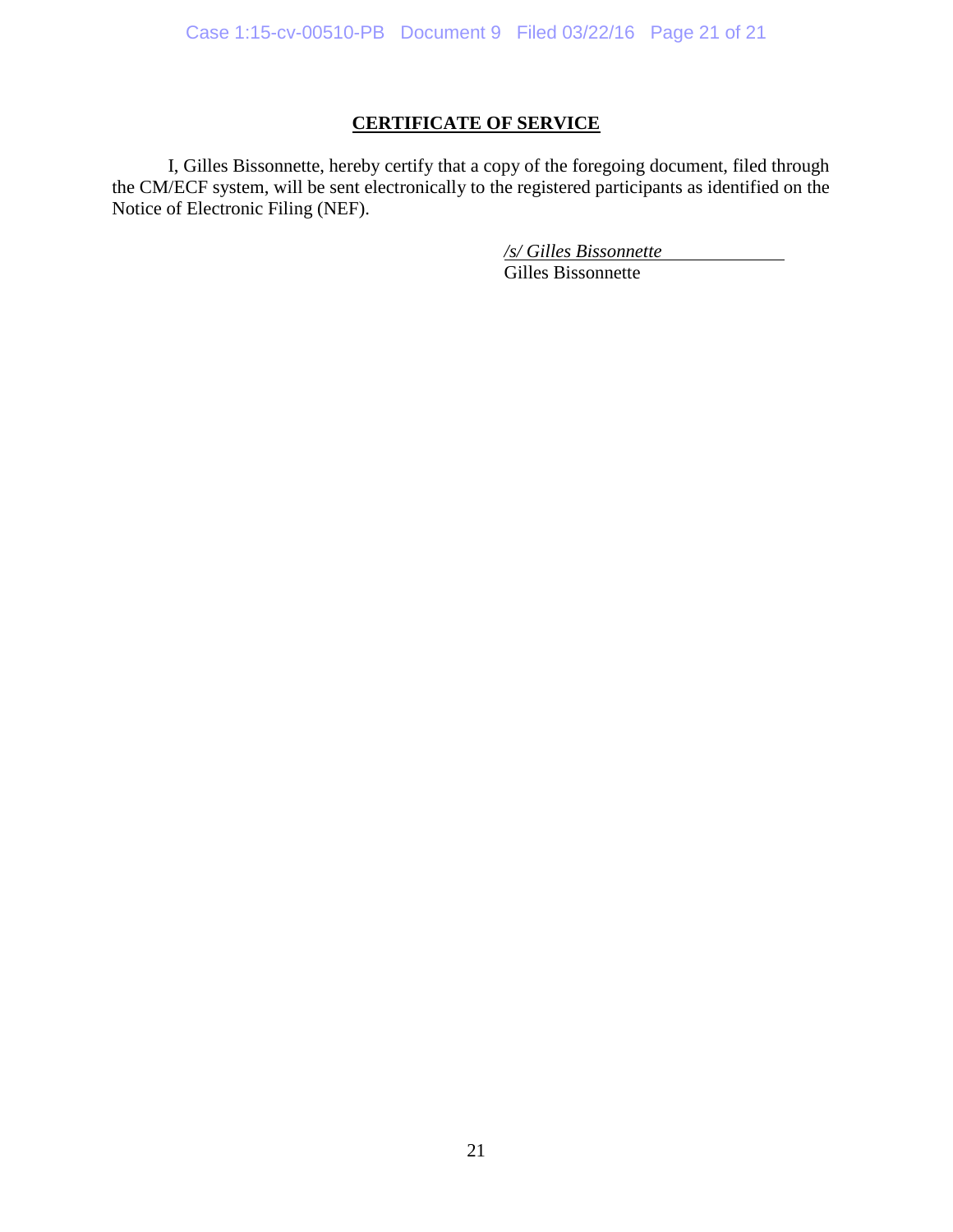**CERTIFICATE OF SERVICE**

I, Gilles Bissonnette, hereby certify that a copy of the foregoing document, filed through the CM/ECF system, will be sent electronically to the registered participants as identified on the Notice of Electronic Filing (NEF).

*/s/ Gilles Bissonnette*
Gilles Bissonnette